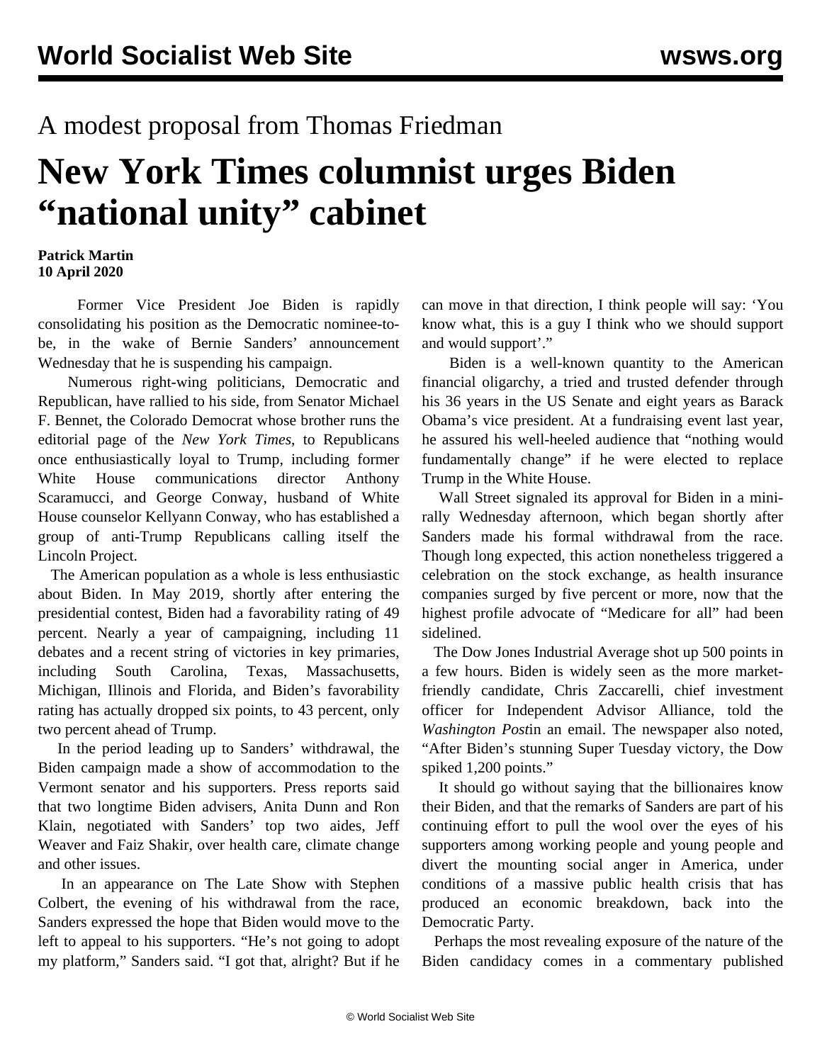A modest proposal from Thomas Friedman

# New York Times columnist urges Biden "national unity" cabinet

**Patrick Martin**
**10 April 2020**

Former Vice President Joe Biden is rapidly consolidating his position as the Democratic nominee-to-be, in the wake of Bernie Sanders' announcement Wednesday that he is suspending his campaign.

Numerous right-wing politicians, Democratic and Republican, have rallied to his side, from Senator Michael F. Bennet, the Colorado Democrat whose brother runs the editorial page of the *New York Times*, to Republicans once enthusiastically loyal to Trump, including former White House communications director Anthony Scaramucci, and George Conway, husband of White House counselor Kellyanne Conway, who has established a group of anti-Trump Republicans calling itself the Lincoln Project.

The American population as a whole is less enthusiastic about Biden. In May 2019, shortly after entering the presidential contest, Biden had a favorability rating of 49 percent. Nearly a year of campaigning, including 11 debates and a recent string of victories in key primaries, including South Carolina, Texas, Massachusetts, Michigan, Illinois and Florida, and Biden's favorability rating has actually dropped six points, to 43 percent, only two percent ahead of Trump.

In the period leading up to Sanders' withdrawal, the Biden campaign made a show of accommodation to the Vermont senator and his supporters. Press reports said that two longtime Biden advisers, Anita Dunn and Ron Klain, negotiated with Sanders' top two aides, Jeff Weaver and Faiz Shakir, over health care, climate change and other issues.

In an appearance on The Late Show with Stephen Colbert, the evening of his withdrawal from the race, Sanders expressed the hope that Biden would move to the left to appeal to his supporters. "He's not going to adopt my platform," Sanders said. "I got that, alright? But if he can move in that direction, I think people will say: 'You know what, this is a guy I think who we should support and would support'."

Biden is a well-known quantity to the American financial oligarchy, a tried and trusted defender through his 36 years in the US Senate and eight years as Barack Obama's vice president. At a fundraising event last year, he assured his well-heeled audience that "nothing would fundamentally change" if he were elected to replace Trump in the White House.

Wall Street signaled its approval for Biden in a mini-rally Wednesday afternoon, which began shortly after Sanders made his formal withdrawal from the race. Though long expected, this action nonetheless triggered a celebration on the stock exchange, as health insurance companies surged by five percent or more, now that the highest profile advocate of "Medicare for all" had been sidelined.

The Dow Jones Industrial Average shot up 500 points in a few hours. Biden is widely seen as the more market-friendly candidate, Chris Zaccarelli, chief investment officer for Independent Advisor Alliance, told the *Washington Post*in an email. The newspaper also noted, "After Biden's stunning Super Tuesday victory, the Dow spiked 1,200 points."

It should go without saying that the billionaires know their Biden, and that the remarks of Sanders are part of his continuing effort to pull the wool over the eyes of his supporters among working people and young people and divert the mounting social anger in America, under conditions of a massive public health crisis that has produced an economic breakdown, back into the Democratic Party.

Perhaps the most revealing exposure of the nature of the Biden candidacy comes in a commentary published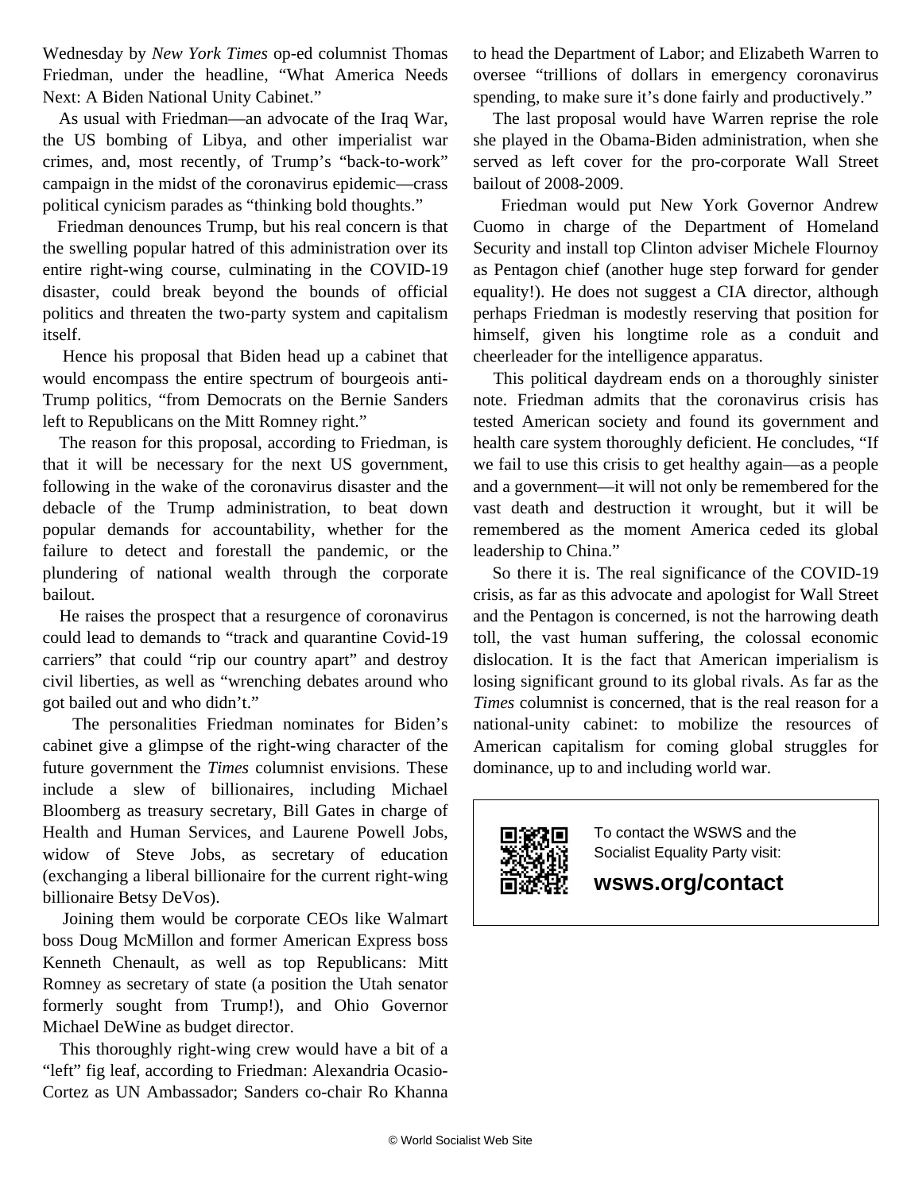Wednesday by *New York Times* op-ed columnist Thomas Friedman, under the headline, "What America Needs Next: A Biden National Unity Cabinet."

As usual with Friedman—an advocate of the Iraq War, the US bombing of Libya, and other imperialist war crimes, and, most recently, of Trump's "back-to-work" campaign in the midst of the coronavirus epidemic—crass political cynicism parades as "thinking bold thoughts."

Friedman denounces Trump, but his real concern is that the swelling popular hatred of this administration over its entire right-wing course, culminating in the COVID-19 disaster, could break beyond the bounds of official politics and threaten the two-party system and capitalism itself.

Hence his proposal that Biden head up a cabinet that would encompass the entire spectrum of bourgeois anti-Trump politics, "from Democrats on the Bernie Sanders left to Republicans on the Mitt Romney right."

The reason for this proposal, according to Friedman, is that it will be necessary for the next US government, following in the wake of the coronavirus disaster and the debacle of the Trump administration, to beat down popular demands for accountability, whether for the failure to detect and forestall the pandemic, or the plundering of national wealth through the corporate bailout.

He raises the prospect that a resurgence of coronavirus could lead to demands to "track and quarantine Covid-19 carriers" that could "rip our country apart" and destroy civil liberties, as well as "wrenching debates around who got bailed out and who didn't."

The personalities Friedman nominates for Biden's cabinet give a glimpse of the right-wing character of the future government the *Times* columnist envisions. These include a slew of billionaires, including Michael Bloomberg as treasury secretary, Bill Gates in charge of Health and Human Services, and Laurene Powell Jobs, widow of Steve Jobs, as secretary of education (exchanging a liberal billionaire for the current right-wing billionaire Betsy DeVos).

Joining them would be corporate CEOs like Walmart boss Doug McMillon and former American Express boss Kenneth Chenault, as well as top Republicans: Mitt Romney as secretary of state (a position the Utah senator formerly sought from Trump!), and Ohio Governor Michael DeWine as budget director.

This thoroughly right-wing crew would have a bit of a "left" fig leaf, according to Friedman: Alexandria Ocasio-Cortez as UN Ambassador; Sanders co-chair Ro Khanna to head the Department of Labor; and Elizabeth Warren to oversee "trillions of dollars in emergency coronavirus spending, to make sure it's done fairly and productively."

The last proposal would have Warren reprise the role she played in the Obama-Biden administration, when she served as left cover for the pro-corporate Wall Street bailout of 2008-2009.

Friedman would put New York Governor Andrew Cuomo in charge of the Department of Homeland Security and install top Clinton adviser Michele Flournoy as Pentagon chief (another huge step forward for gender equality!). He does not suggest a CIA director, although perhaps Friedman is modestly reserving that position for himself, given his longtime role as a conduit and cheerleader for the intelligence apparatus.

This political daydream ends on a thoroughly sinister note. Friedman admits that the coronavirus crisis has tested American society and found its government and health care system thoroughly deficient. He concludes, "If we fail to use this crisis to get healthy again—as a people and a government—it will not only be remembered for the vast death and destruction it wrought, but it will be remembered as the moment America ceded its global leadership to China."

So there it is. The real significance of the COVID-19 crisis, as far as this advocate and apologist for Wall Street and the Pentagon is concerned, is not the harrowing death toll, the vast human suffering, the colossal economic dislocation. It is the fact that American imperialism is losing significant ground to its global rivals. As far as the *Times* columnist is concerned, that is the real reason for a national-unity cabinet: to mobilize the resources of American capitalism for coming global struggles for dominance, up to and including world war.

To contact the WSWS and the Socialist Equality Party visit:

**wsws.org/contact**